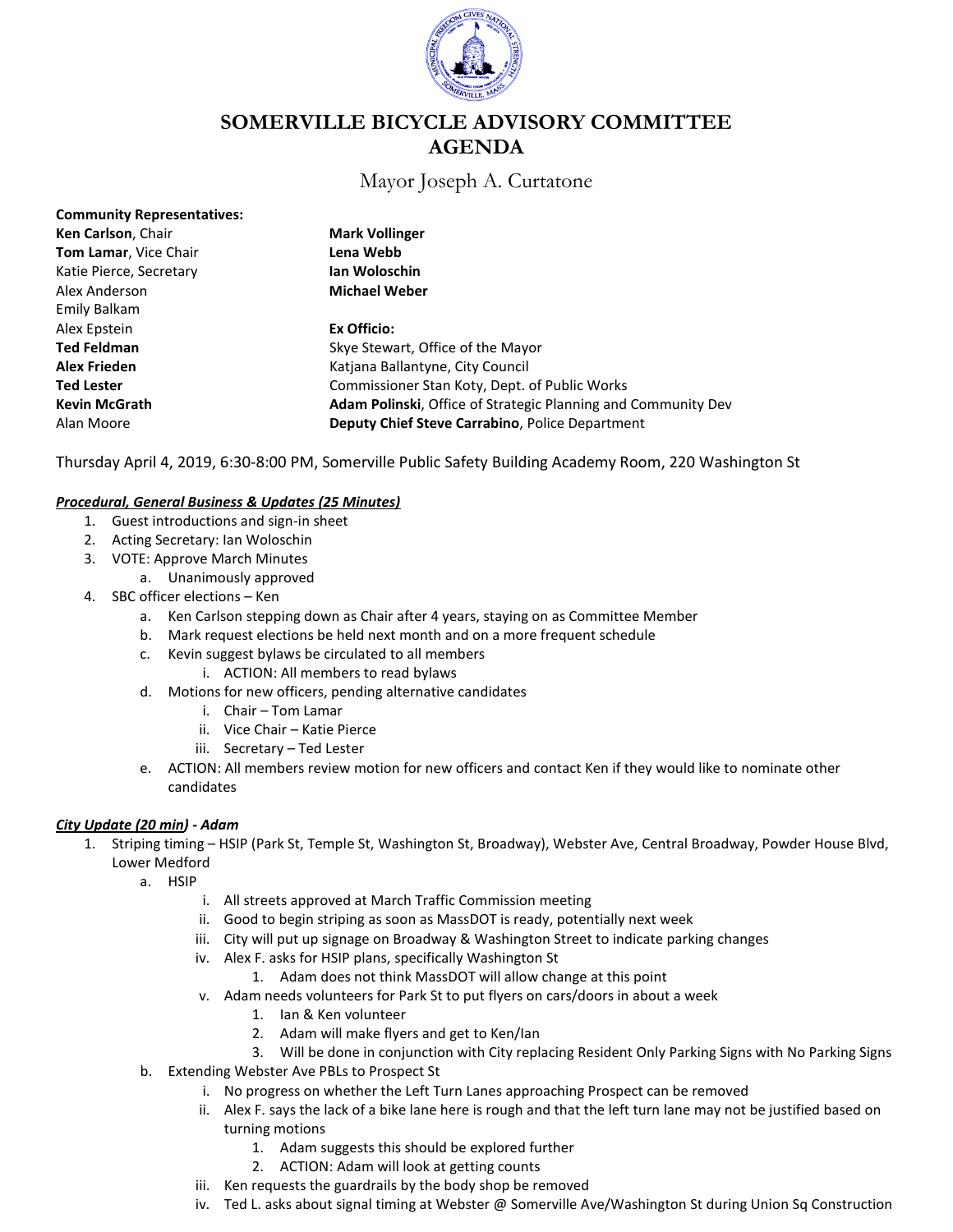# SOMERVILLE BICYCLE ADVISORY COMMITTEE AGENDA

Mayor Joseph A. Curtatone

**Community Representatives:**
**Ken Carlson**, Chair
**Tom Lamar**, Vice Chair
Katie Pierce, Secretary
Alex Anderson
Emily Balkam
Alex Epstein
**Ted Feldman**
**Alex Frieden**
**Ted Lester**
**Kevin McGrath**
Alan Moore
**Mark Vollinger**
**Lena Webb**
**Ian Woloschin**
**Michael Weber**

**Ex Officio:**
Skye Stewart, Office of the Mayor
Katjana Ballantyne, City Council
Commissioner Stan Koty, Dept. of Public Works
**Adam Polinski**, Office of Strategic Planning and Community Dev
**Deputy Chief Steve Carrabino**, Police Department

Thursday April 4, 2019, 6:30-8:00 PM, Somerville Public Safety Building Academy Room, 220 Washington St

***Procedural, General Business & Updates (25 Minutes)***

1. Guest introductions and sign-in sheet
2. Acting Secretary: Ian Woloschin
3. VOTE: Approve March Minutes
    a. Unanimously approved
4. SBC officer elections – Ken
    a. Ken Carlson stepping down as Chair after 4 years, staying on as Committee Member
    b. Mark request elections be held next month and on a more frequent schedule
    c. Kevin suggest bylaws be circulated to all members
        i. ACTION: All members to read bylaws
    d. Motions for new officers, pending alternative candidates
        i. Chair – Tom Lamar
        ii. Vice Chair – Katie Pierce
        iii. Secretary – Ted Lester
    e. ACTION: All members review motion for new officers and contact Ken if they would like to nominate other candidates

***City Update (20 min) - Adam***

1. Striping timing – HSIP (Park St, Temple St, Washington St, Broadway), Webster Ave, Central Broadway, Powder House Blvd, Lower Medford
    a. HSIP
        i. All streets approved at March Traffic Commission meeting
        ii. Good to begin striping as soon as MassDOT is ready, potentially next week
        iii. City will put up signage on Broadway & Washington Street to indicate parking changes
        iv. Alex F. asks for HSIP plans, specifically Washington St
            1. Adam does not think MassDOT will allow change at this point
        v. Adam needs volunteers for Park St to put flyers on cars/doors in about a week
            1. Ian & Ken volunteer
            2. Adam will make flyers and get to Ken/Ian
            3. Will be done in conjunction with City replacing Resident Only Parking Signs with No Parking Signs
    b. Extending Webster Ave PBLs to Prospect St
        i. No progress on whether the Left Turn Lanes approaching Prospect can be removed
        ii. Alex F. says the lack of a bike lane here is rough and that the left turn lane may not be justified based on turning motions
            1. Adam suggests this should be explored further
            2. ACTION: Adam will look at getting counts
        iii. Ken requests the guardrails by the body shop be removed
        iv. Ted L. asks about signal timing at Webster @ Somerville Ave/Washington St during Union Sq Construction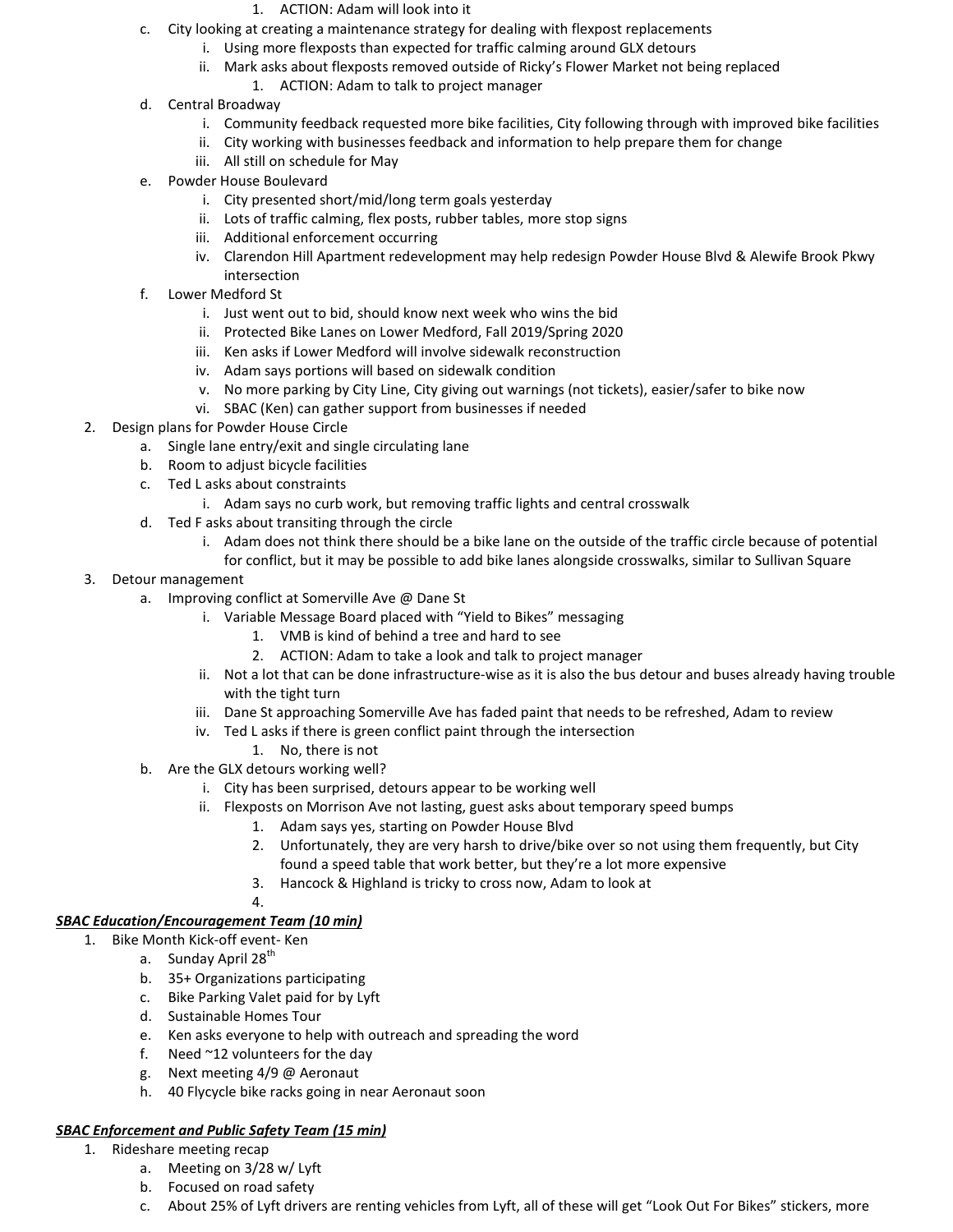1. ACTION: Adam will look into it
    c. City looking at creating a maintenance strategy for dealing with flexpost replacements
        i. Using more flexposts than expected for traffic calming around GLX detours
        ii. Mark asks about flexposts removed outside of Ricky's Flower Market not being replaced
            1. ACTION: Adam to talk to project manager
    d. Central Broadway
        i. Community feedback requested more bike facilities, City following through with improved bike facilities
        ii. City working with businesses feedback and information to help prepare them for change
        iii. All still on schedule for May
    e. Powder House Boulevard
        i. City presented short/mid/long term goals yesterday
        ii. Lots of traffic calming, flex posts, rubber tables, more stop signs
        iii. Additional enforcement occurring
        iv. Clarendon Hill Apartment redevelopment may help redesign Powder House Blvd & Alewife Brook Pkwy intersection
    f. Lower Medford St
        i. Just went out to bid, should know next week who wins the bid
        ii. Protected Bike Lanes on Lower Medford, Fall 2019/Spring 2020
        iii. Ken asks if Lower Medford will involve sidewalk reconstruction
        iv. Adam says portions will based on sidewalk condition
        v. No more parking by City Line, City giving out warnings (not tickets), easier/safer to bike now
        vi. SBAC (Ken) can gather support from businesses if needed
2. Design plans for Powder House Circle
    a. Single lane entry/exit and single circulating lane
    b. Room to adjust bicycle facilities
    c. Ted L asks about constraints
        i. Adam says no curb work, but removing traffic lights and central crosswalk
    d. Ted F asks about transiting through the circle
        i. Adam does not think there should be a bike lane on the outside of the traffic circle because of potential for conflict, but it may be possible to add bike lanes alongside crosswalks, similar to Sullivan Square
3. Detour management
    a. Improving conflict at Somerville Ave @ Dane St
        i. Variable Message Board placed with "Yield to Bikes" messaging
            1. VMB is kind of behind a tree and hard to see
            2. ACTION: Adam to take a look and talk to project manager
        ii. Not a lot that can be done infrastructure-wise as it is also the bus detour and buses already having trouble with the tight turn
        iii. Dane St approaching Somerville Ave has faded paint that needs to be refreshed, Adam to review
        iv. Ted L asks if there is green conflict paint through the intersection
            1. No, there is not
    b. Are the GLX detours working well?
        i. City has been surprised, detours appear to be working well
        ii. Flexposts on Morrison Ave not lasting, guest asks about temporary speed bumps
            1. Adam says yes, starting on Powder House Blvd
            2. Unfortunately, they are very harsh to drive/bike over so not using them frequently, but City found a speed table that work better, but they're a lot more expensive
            3. Hancock & Highland is tricky to cross now, Adam to look at
            4.

***SBAC Education/Encouragement Team (10 min)***

1. Bike Month Kick-off event- Ken
    a. Sunday April 28th
    b. 35+ Organizations participating
    c. Bike Parking Valet paid for by Lyft
    d. Sustainable Homes Tour
    e. Ken asks everyone to help with outreach and spreading the word
    f. Need ~12 volunteers for the day
    g. Next meeting 4/9 @ Aeronaut
    h. 40 Flycycle bike racks going in near Aeronaut soon

***SBAC Enforcement and Public Safety Team (15 min)***

1. Rideshare meeting recap
    a. Meeting on 3/28 w/ Lyft
    b. Focused on road safety
    c. About 25% of Lyft drivers are renting vehicles from Lyft, all of these will get "Look Out For Bikes" stickers, more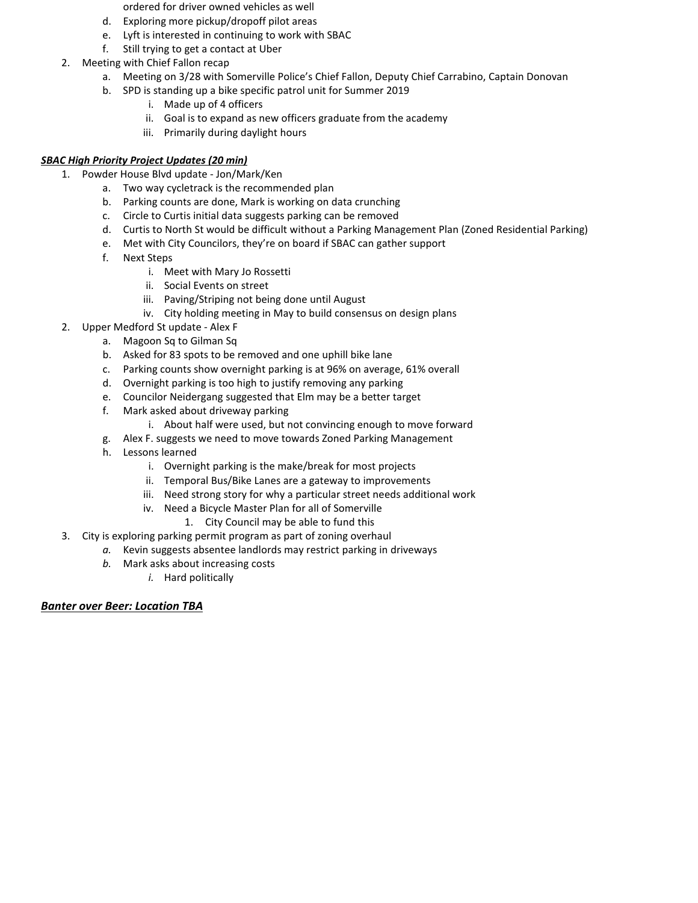ordered for driver owned vehicles as well

   d. Exploring more pickup/dropoff pilot areas
   e. Lyft is interested in continuing to work with SBAC
   f. Still trying to get a contact at Uber

2. Meeting with Chief Fallon recap
   a. Meeting on 3/28 with Somerville Police's Chief Fallon, Deputy Chief Carrabino, Captain Donovan
   b. SPD is standing up a bike specific patrol unit for Summer 2019
      i. Made up of 4 officers
      ii. Goal is to expand as new officers graduate from the academy
      iii. Primarily during daylight hours

***SBAC High Priority Project Updates (20 min)***

1. Powder House Blvd update - Jon/Mark/Ken
   a. Two way cycletrack is the recommended plan
   b. Parking counts are done, Mark is working on data crunching
   c. Circle to Curtis initial data suggests parking can be removed
   d. Curtis to North St would be difficult without a Parking Management Plan (Zoned Residential Parking)
   e. Met with City Councilors, they're on board if SBAC can gather support
   f. Next Steps
      i. Meet with Mary Jo Rossetti
      ii. Social Events on street
      iii. Paving/Striping not being done until August
      iv. City holding meeting in May to build consensus on design plans
2. Upper Medford St update - Alex F
   a. Magoon Sq to Gilman Sq
   b. Asked for 83 spots to be removed and one uphill bike lane
   c. Parking counts show overnight parking is at 96% on average, 61% overall
   d. Overnight parking is too high to justify removing any parking
   e. Councilor Neidergang suggested that Elm may be a better target
   f. Mark asked about driveway parking
      i. About half were used, but not convincing enough to move forward
   g. Alex F. suggests we need to move towards Zoned Parking Management
   h. Lessons learned
      i. Overnight parking is the make/break for most projects
      ii. Temporal Bus/Bike Lanes are a gateway to improvements
      iii. Need strong story for why a particular street needs additional work
      iv. Need a Bicycle Master Plan for all of Somerville
         1. City Council may be able to fund this
3. City is exploring parking permit program as part of zoning overhaul
   *a.* Kevin suggests absentee landlords may restrict parking in driveways
   *b.* Mark asks about increasing costs
      *i.* Hard politically

***Banter over Beer: Location TBA***